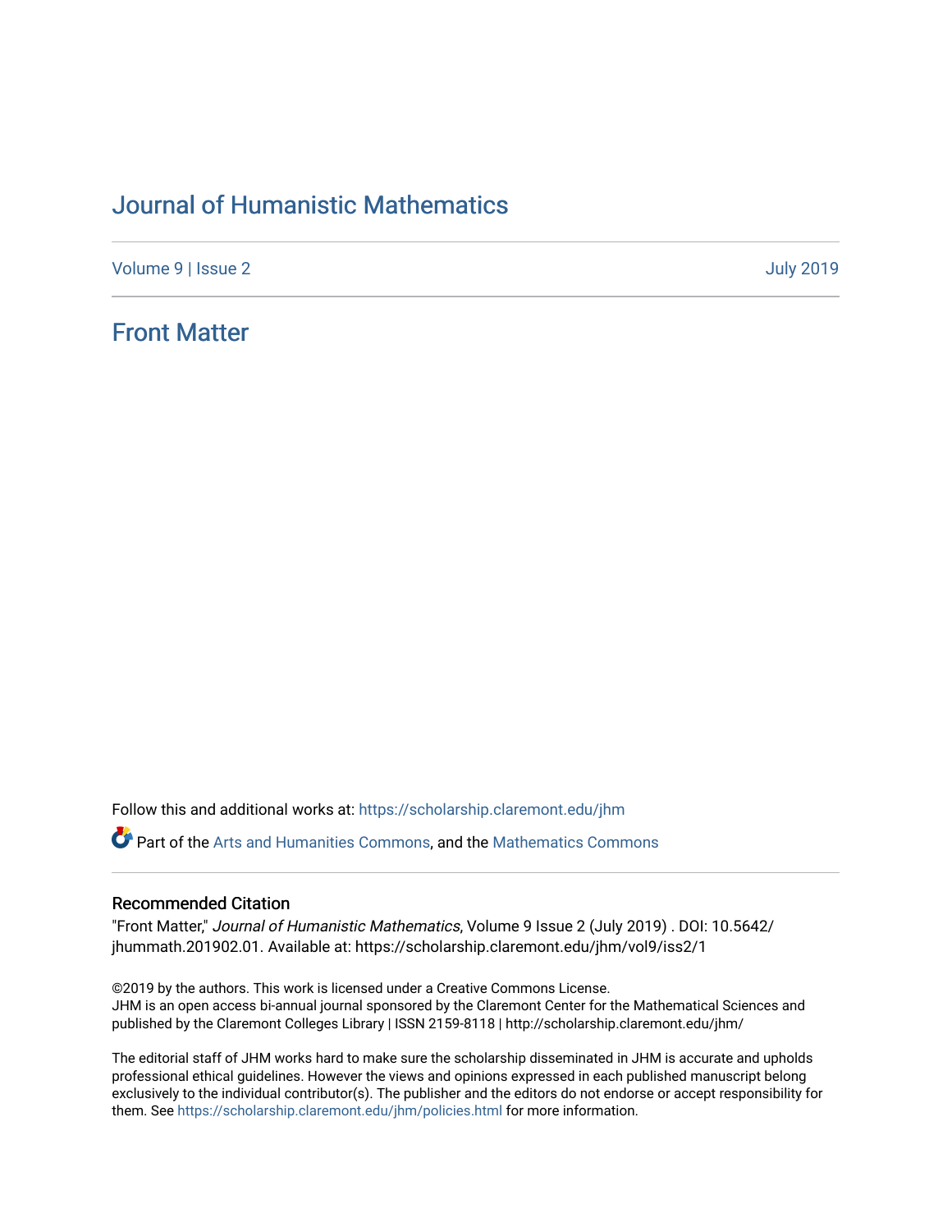# Journal of Humanistic Mathematics

Volume 9 | Issue 2 July 2019

## Front Matter

Follow this and additional works at: https://scholarship.claremont.edu/jhm

Part of the Arts and Humanities Commons, and the Mathematics Commons

### Recommended Citation

"Front Matter," *Journal of Humanistic Mathematics*, Volume 9 Issue 2 (July 2019) . DOI: 10.5642/jhummath.201902.01. Available at: https://scholarship.claremont.edu/jhm/vol9/iss2/1

©2019 by the authors. This work is licensed under a Creative Commons License.
JHM is an open access bi-annual journal sponsored by the Claremont Center for the Mathematical Sciences and published by the Claremont Colleges Library | ISSN 2159-8118 | http://scholarship.claremont.edu/jhm/

The editorial staff of JHM works hard to make sure the scholarship disseminated in JHM is accurate and upholds professional ethical guidelines. However the views and opinions expressed in each published manuscript belong exclusively to the individual contributor(s). The publisher and the editors do not endorse or accept responsibility for them. See https://scholarship.claremont.edu/jhm/policies.html for more information.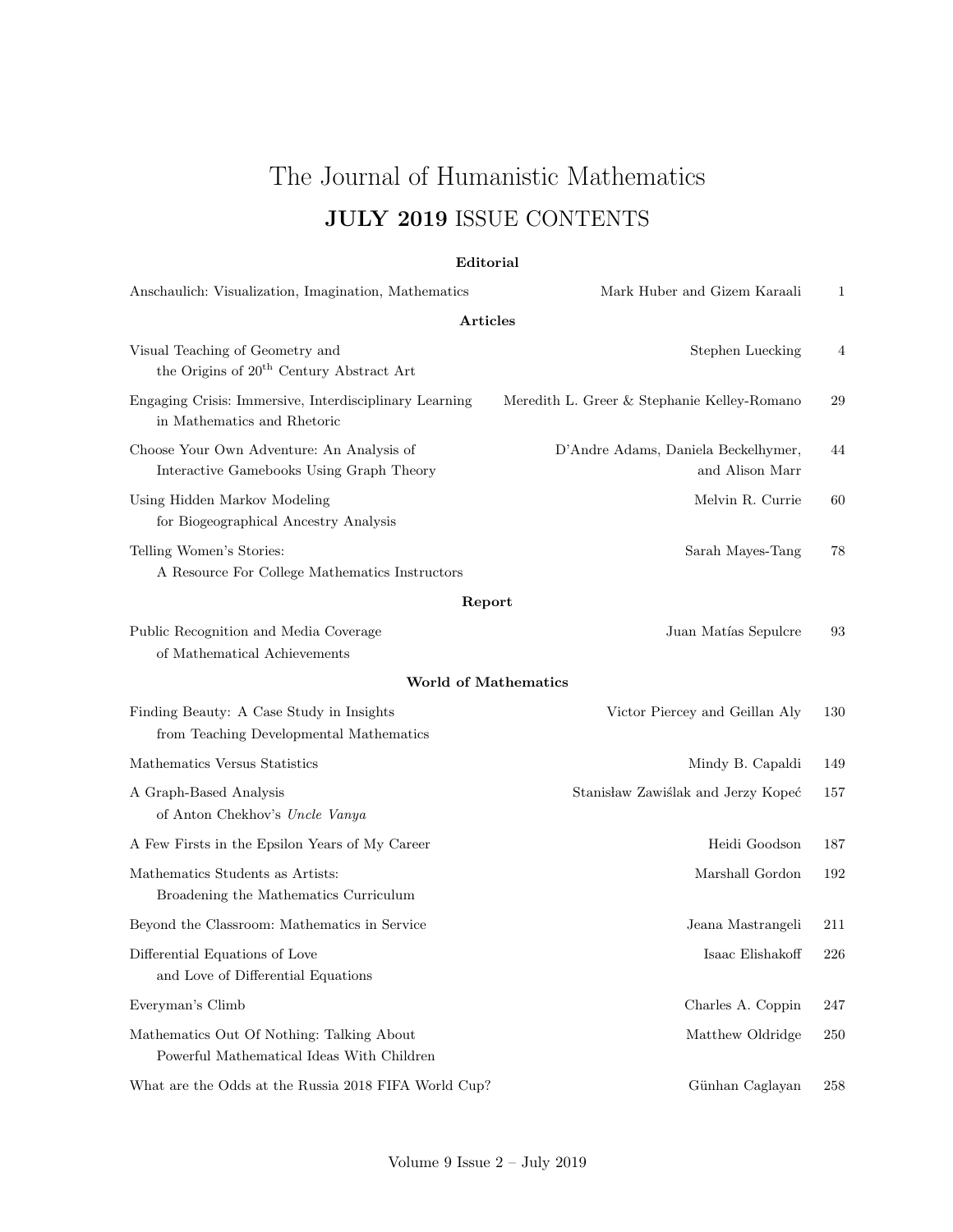# The Journal of Humanistic Mathematics

## **JULY 2019** ISSUE CONTENTS

### Editorial

| | | |
|---|---|---|
| Anschaulich: Visualization, Imagination, Mathematics | Mark Huber and Gizem Karaali | 1 |

### Articles

| | | |
|---|---|---|
| Visual Teaching of Geometry and the Origins of 20th Century Abstract Art | Stephen Luecking | 4 |
| Engaging Crisis: Immersive, Interdisciplinary Learning in Mathematics and Rhetoric | Meredith L. Greer & Stephanie Kelley-Romano | 29 |
| Choose Your Own Adventure: An Analysis of Interactive Gamebooks Using Graph Theory | D'Andre Adams, Daniela Beckelhymer, and Alison Marr | 44 |
| Using Hidden Markov Modeling for Biogeographical Ancestry Analysis | Melvin R. Currie | 60 |
| Telling Women's Stories: A Resource For College Mathematics Instructors | Sarah Mayes-Tang | 78 |

### Report

| | | |
|---|---|---|
| Public Recognition and Media Coverage of Mathematical Achievements | Juan Matías Sepulcre | 93 |

### World of Mathematics

| | | |
|---|---|---|
| Finding Beauty: A Case Study in Insights from Teaching Developmental Mathematics | Victor Piercey and Geillan Aly | 130 |
| Mathematics Versus Statistics | Mindy B. Capaldi | 149 |
| A Graph-Based Analysis of Anton Chekhov's *Uncle Vanya* | Stanisław Zawiślak and Jerzy Kopeć | 157 |
| A Few Firsts in the Epsilon Years of My Career | Heidi Goodson | 187 |
| Mathematics Students as Artists: Broadening the Mathematics Curriculum | Marshall Gordon | 192 |
| Beyond the Classroom: Mathematics in Service | Jeana Mastrangeli | 211 |
| Differential Equations of Love and Love of Differential Equations | Isaac Elishakoff | 226 |
| Everyman's Climb | Charles A. Coppin | 247 |
| Mathematics Out Of Nothing: Talking About Powerful Mathematical Ideas With Children | Matthew Oldridge | 250 |
| What are the Odds at the Russia 2018 FIFA World Cup? | Günhan Caglayan | 258 |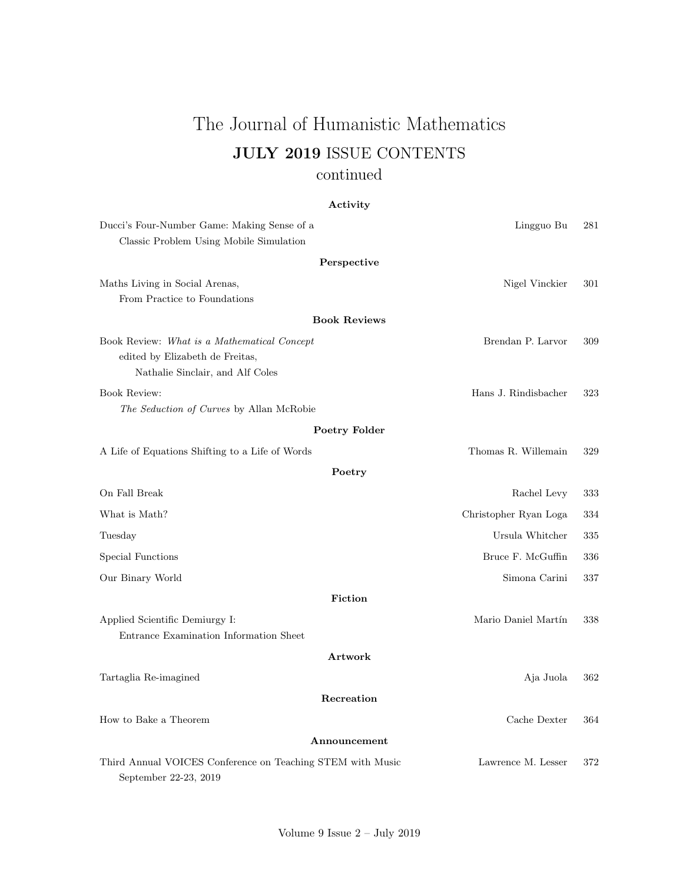# The Journal of Humanistic Mathematics

## **JULY 2019** ISSUE CONTENTS
continued

### Activity

| | | |
|---|---|---|
| Ducci's Four-Number Game: Making Sense of a Classic Problem Using Mobile Simulation | Lingguo Bu | 281 |

### Perspective

| | | |
|---|---|---|
| Maths Living in Social Arenas, From Practice to Foundations | Nigel Vinckier | 301 |

### Book Reviews

| | | |
|---|---|---|
| Book Review: *What is a Mathematical Concept* edited by Elizabeth de Freitas, Nathalie Sinclair, and Alf Coles | Brendan P. Larvor | 309 |
| Book Review: *The Seduction of Curves* by Allan McRobie | Hans J. Rindisbacher | 323 |

### Poetry Folder

| | | |
|---|---|---|
| A Life of Equations Shifting to a Life of Words | Thomas R. Willemain | 329 |

### Poetry

| | | |
|---|---|---|
| On Fall Break | Rachel Levy | 333 |
| What is Math? | Christopher Ryan Loga | 334 |
| Tuesday | Ursula Whitcher | 335 |
| Special Functions | Bruce F. McGuffin | 336 |
| Our Binary World | Simona Carini | 337 |

### Fiction

| | | |
|---|---|---|
| Applied Scientific Demiurgy I: Entrance Examination Information Sheet | Mario Daniel Martín | 338 |

### Artwork

| | | |
|---|---|---|
| Tartaglia Re-imagined | Aja Juola | 362 |

### Recreation

| | | |
|---|---|---|
| How to Bake a Theorem | Cache Dexter | 364 |

### Announcement

| | | |
|---|---|---|
| Third Annual VOICES Conference on Teaching STEM with Music September 22-23, 2019 | Lawrence M. Lesser | 372 |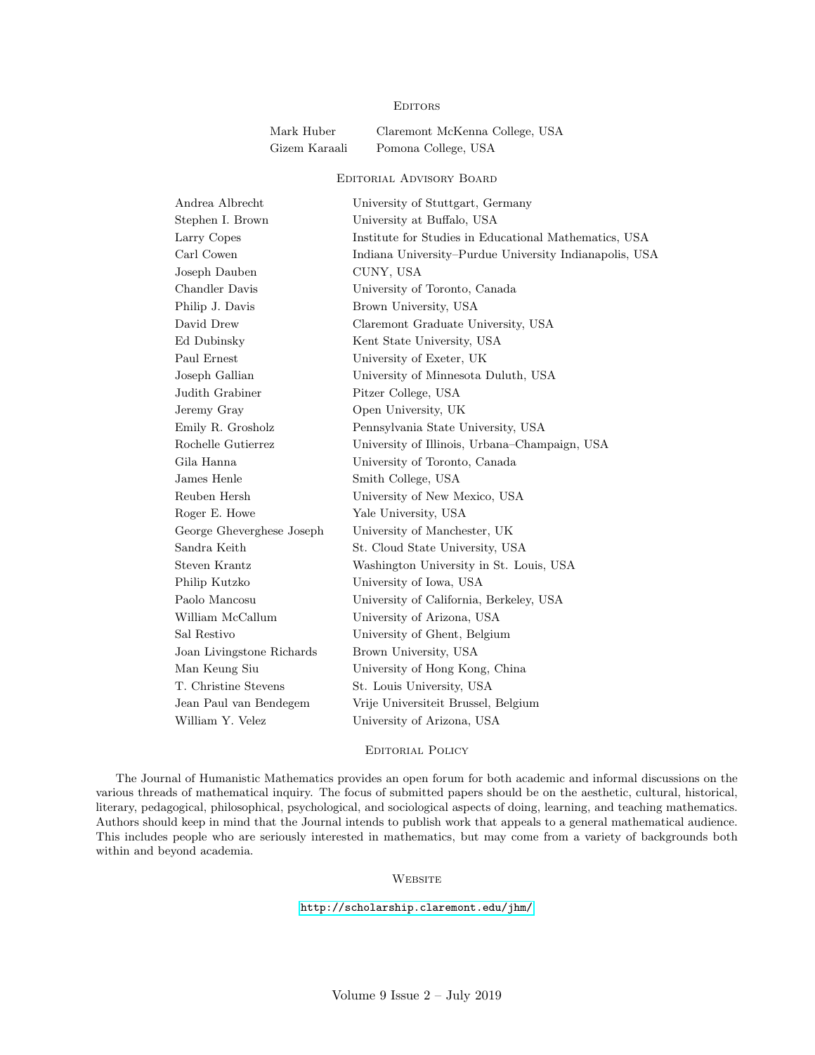## Editors

| | |
|---|---|
| Mark Huber | Claremont McKenna College, USA |
| Gizem Karaali | Pomona College, USA |

## Editorial Advisory Board

| | |
|---|---|
| Andrea Albrecht | University of Stuttgart, Germany |
| Stephen I. Brown | University at Buffalo, USA |
| Larry Copes | Institute for Studies in Educational Mathematics, USA |
| Carl Cowen | Indiana University–Purdue University Indianapolis, USA |
| Joseph Dauben | CUNY, USA |
| Chandler Davis | University of Toronto, Canada |
| Philip J. Davis | Brown University, USA |
| David Drew | Claremont Graduate University, USA |
| Ed Dubinsky | Kent State University, USA |
| Paul Ernest | University of Exeter, UK |
| Joseph Gallian | University of Minnesota Duluth, USA |
| Judith Grabiner | Pitzer College, USA |
| Jeremy Gray | Open University, UK |
| Emily R. Grosholz | Pennsylvania State University, USA |
| Rochelle Gutierrez | University of Illinois, Urbana–Champaign, USA |
| Gila Hanna | University of Toronto, Canada |
| James Henle | Smith College, USA |
| Reuben Hersh | University of New Mexico, USA |
| Roger E. Howe | Yale University, USA |
| George Gheverghese Joseph | University of Manchester, UK |
| Sandra Keith | St. Cloud State University, USA |
| Steven Krantz | Washington University in St. Louis, USA |
| Philip Kutzko | University of Iowa, USA |
| Paolo Mancosu | University of California, Berkeley, USA |
| William McCallum | University of Arizona, USA |
| Sal Restivo | University of Ghent, Belgium |
| Joan Livingstone Richards | Brown University, USA |
| Man Keung Siu | University of Hong Kong, China |
| T. Christine Stevens | St. Louis University, USA |
| Jean Paul van Bendegem | Vrije Universiteit Brussel, Belgium |
| William Y. Velez | University of Arizona, USA |

## Editorial Policy

The Journal of Humanistic Mathematics provides an open forum for both academic and informal discussions on the various threads of mathematical inquiry. The focus of submitted papers should be on the aesthetic, cultural, historical, literary, pedagogical, philosophical, psychological, and sociological aspects of doing, learning, and teaching mathematics. Authors should keep in mind that the Journal intends to publish work that appeals to a general mathematical audience. This includes people who are seriously interested in mathematics, but may come from a variety of backgrounds both within and beyond academia.

## Website

http://scholarship.claremont.edu/jhm/

Volume 9 Issue 2 – July 2019